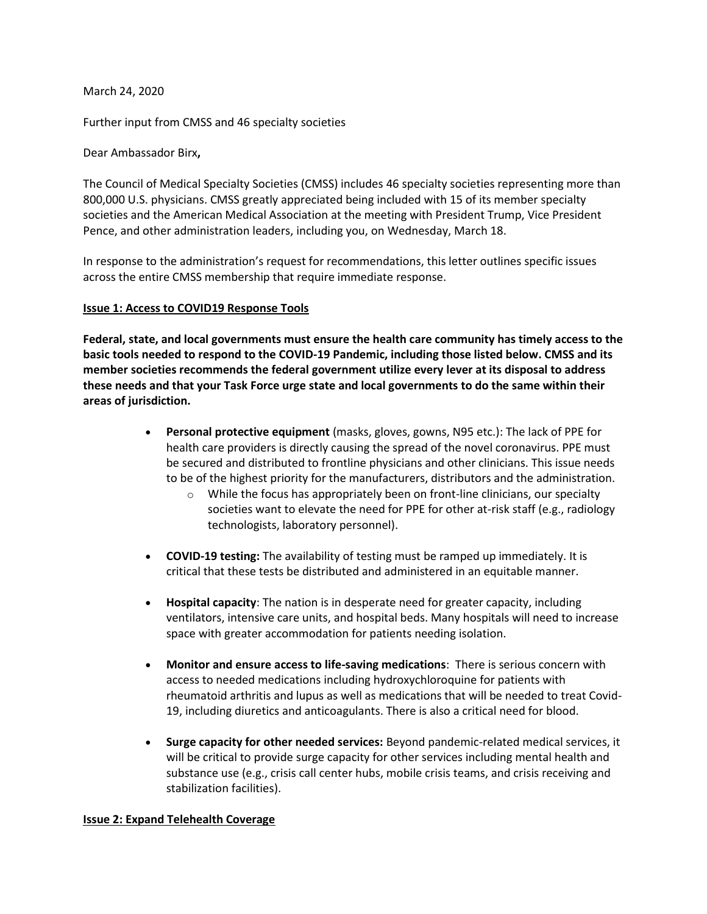March 24, 2020

Further input from CMSS and 46 specialty societies

Dear Ambassador Birx**,**

The Council of Medical Specialty Societies (CMSS) includes 46 specialty societies representing more than 800,000 U.S. physicians. CMSS greatly appreciated being included with 15 of its member specialty societies and the American Medical Association at the meeting with President Trump, Vice President Pence, and other administration leaders, including you, on Wednesday, March 18.

In response to the administration's request for recommendations, this letter outlines specific issues across the entire CMSS membership that require immediate response.

## Issue 1: Access to COVID19 Response Tools

**Federal, state, and local governments must ensure the health care community has timely access to the basic tools needed to respond to the COVID-19 Pandemic, including those listed below. CMSS and its member societies recommends the federal government utilize every lever at its disposal to address these needs and that your Task Force urge state and local governments to do the same within their areas of jurisdiction.**

- **Personal protective equipment** (masks, gloves, gowns, N95 etc.): The lack of PPE for health care providers is directly causing the spread of the novel coronavirus. PPE must be secured and distributed to frontline physicians and other clinicians. This issue needs to be of the highest priority for the manufacturers, distributors and the administration.
  - While the focus has appropriately been on front-line clinicians, our specialty societies want to elevate the need for PPE for other at-risk staff (e.g., radiology technologists, laboratory personnel).
- **COVID-19 testing:** The availability of testing must be ramped up immediately. It is critical that these tests be distributed and administered in an equitable manner.
- **Hospital capacity**: The nation is in desperate need for greater capacity, including ventilators, intensive care units, and hospital beds. Many hospitals will need to increase space with greater accommodation for patients needing isolation.
- **Monitor and ensure access to life-saving medications**: There is serious concern with access to needed medications including hydroxychloroquine for patients with rheumatoid arthritis and lupus as well as medications that will be needed to treat Covid-19, including diuretics and anticoagulants. There is also a critical need for blood.
- **Surge capacity for other needed services:** Beyond pandemic-related medical services, it will be critical to provide surge capacity for other services including mental health and substance use (e.g., crisis call center hubs, mobile crisis teams, and crisis receiving and stabilization facilities).

## Issue 2: Expand Telehealth Coverage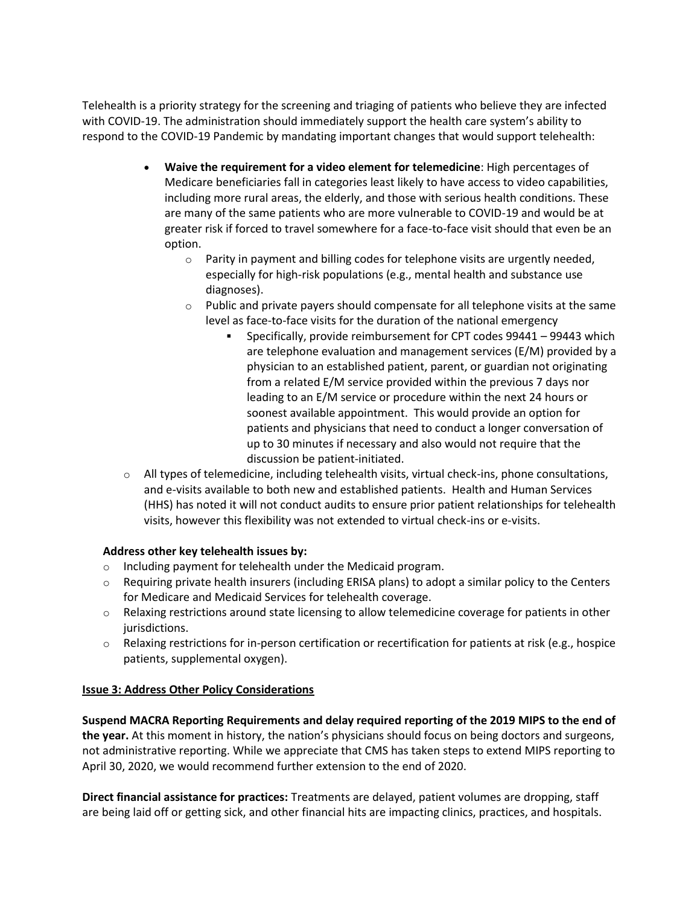Telehealth is a priority strategy for the screening and triaging of patients who believe they are infected with COVID-19. The administration should immediately support the health care system's ability to respond to the COVID-19 Pandemic by mandating important changes that would support telehealth:

- **Waive the requirement for a video element for telemedicine**: High percentages of Medicare beneficiaries fall in categories least likely to have access to video capabilities, including more rural areas, the elderly, and those with serious health conditions. These are many of the same patients who are more vulnerable to COVID-19 and would be at greater risk if forced to travel somewhere for a face-to-face visit should that even be an option.
  - Parity in payment and billing codes for telephone visits are urgently needed, especially for high-risk populations (e.g., mental health and substance use diagnoses).
  - Public and private payers should compensate for all telephone visits at the same level as face-to-face visits for the duration of the national emergency
    - Specifically, provide reimbursement for CPT codes 99441 – 99443 which are telephone evaluation and management services (E/M) provided by a physician to an established patient, parent, or guardian not originating from a related E/M service provided within the previous 7 days nor leading to an E/M service or procedure within the next 24 hours or soonest available appointment. This would provide an option for patients and physicians that need to conduct a longer conversation of up to 30 minutes if necessary and also would not require that the discussion be patient-initiated.
- All types of telemedicine, including telehealth visits, virtual check-ins, phone consultations, and e-visits available to both new and established patients. Health and Human Services (HHS) has noted it will not conduct audits to ensure prior patient relationships for telehealth visits, however this flexibility was not extended to virtual check-ins or e-visits.

**Address other key telehealth issues by:**

- Including payment for telehealth under the Medicaid program.
- Requiring private health insurers (including ERISA plans) to adopt a similar policy to the Centers for Medicare and Medicaid Services for telehealth coverage.
- Relaxing restrictions around state licensing to allow telemedicine coverage for patients in other jurisdictions.
- Relaxing restrictions for in-person certification or recertification for patients at risk (e.g., hospice patients, supplemental oxygen).

## Issue 3: Address Other Policy Considerations

**Suspend MACRA Reporting Requirements and delay required reporting of the 2019 MIPS to the end of the year.** At this moment in history, the nation's physicians should focus on being doctors and surgeons, not administrative reporting. While we appreciate that CMS has taken steps to extend MIPS reporting to April 30, 2020, we would recommend further extension to the end of 2020.

**Direct financial assistance for practices:** Treatments are delayed, patient volumes are dropping, staff are being laid off or getting sick, and other financial hits are impacting clinics, practices, and hospitals.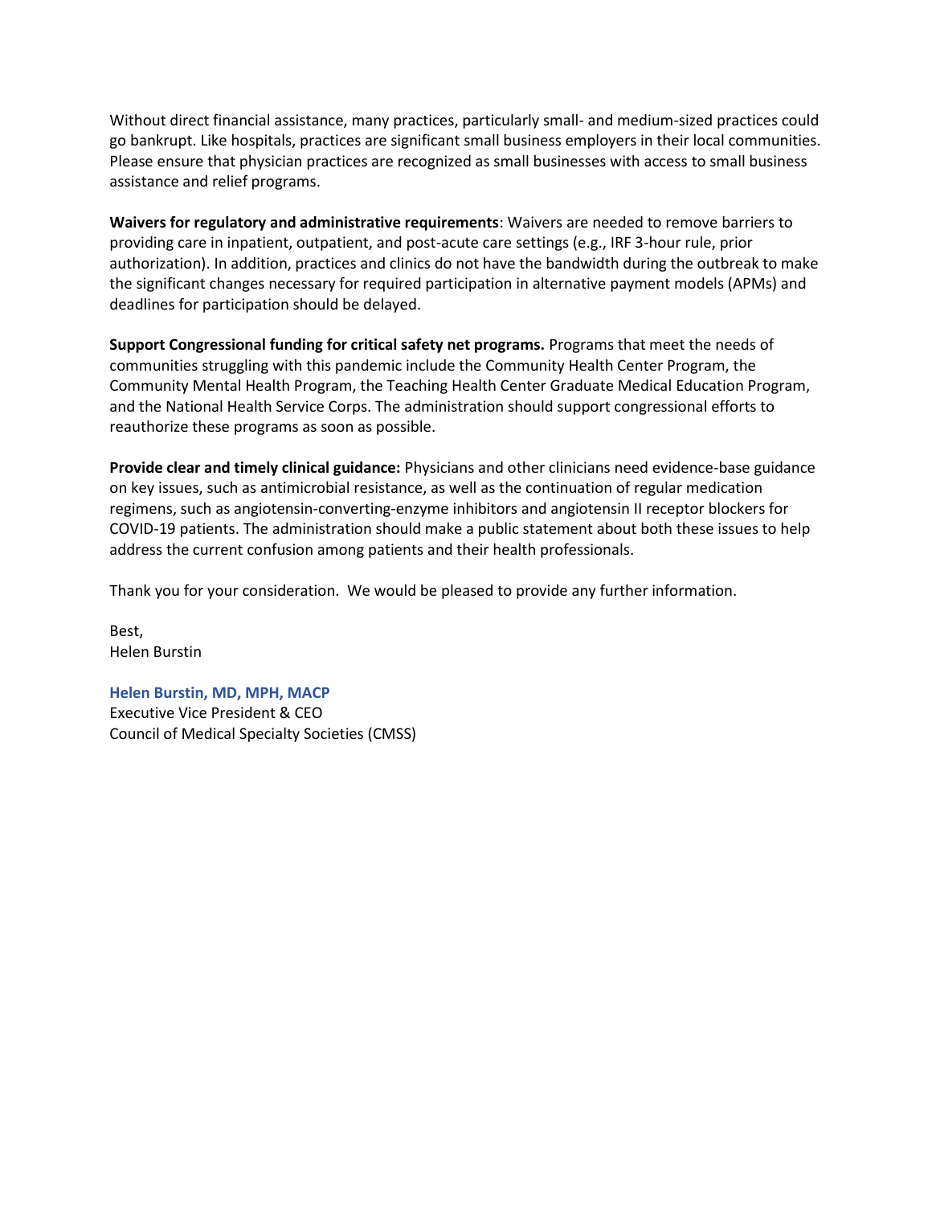Without direct financial assistance, many practices, particularly small- and medium-sized practices could go bankrupt. Like hospitals, practices are significant small business employers in their local communities. Please ensure that physician practices are recognized as small businesses with access to small business assistance and relief programs.

**Waivers for regulatory and administrative requirements**: Waivers are needed to remove barriers to providing care in inpatient, outpatient, and post-acute care settings (e.g., IRF 3-hour rule, prior authorization). In addition, practices and clinics do not have the bandwidth during the outbreak to make the significant changes necessary for required participation in alternative payment models (APMs) and deadlines for participation should be delayed.

**Support Congressional funding for critical safety net programs.** Programs that meet the needs of communities struggling with this pandemic include the Community Health Center Program, the Community Mental Health Program, the Teaching Health Center Graduate Medical Education Program, and the National Health Service Corps. The administration should support congressional efforts to reauthorize these programs as soon as possible.

**Provide clear and timely clinical guidance:** Physicians and other clinicians need evidence-base guidance on key issues, such as antimicrobial resistance, as well as the continuation of regular medication regimens, such as angiotensin-converting-enzyme inhibitors and angiotensin II receptor blockers for COVID-19 patients. The administration should make a public statement about both these issues to help address the current confusion among patients and their health professionals.

Thank you for your consideration. We would be pleased to provide any further information.

Best,
Helen Burstin

**Helen Burstin, MD, MPH, MACP**
Executive Vice President & CEO
Council of Medical Specialty Societies (CMSS)